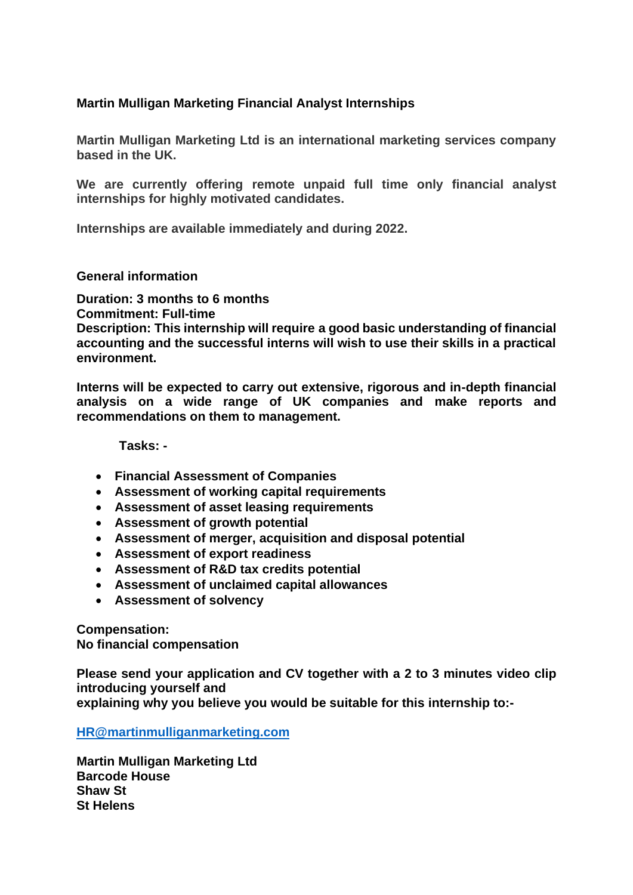# Martin Mulligan Marketing Financial Analyst Internships

**Martin Mulligan Marketing Ltd is an international marketing services company based in the UK.**

**We are currently offering remote unpaid full time only financial analyst internships for highly motivated candidates.**

**Internships are available immediately and during 2022.**

## General information

**Duration: 3 months to 6 months**
**Commitment: Full-time**
**Description: This internship will require a good basic understanding of financial accounting and the successful interns will wish to use their skills in a practical environment.**

**Interns will be expected to carry out extensive, rigorous and in-depth financial analysis on a wide range of UK companies and make reports and recommendations on them to management.**

**Tasks: -**

- **Financial Assessment of Companies**
- **Assessment of working capital requirements**
- **Assessment of asset leasing requirements**
- **Assessment of growth potential**
- **Assessment of merger, acquisition and disposal potential**
- **Assessment of export readiness**
- **Assessment of R&D tax credits potential**
- **Assessment of unclaimed capital allowances**
- **Assessment of solvency**

**Compensation:**
**No financial compensation**

**Please send your application and CV together with a 2 to 3 minutes video clip introducing yourself and**
**explaining why you believe you would be suitable for this internship to:-**

**HR@martinmulliganmarketing.com**

**Martin Mulligan Marketing Ltd**
**Barcode House**
**Shaw St**
**St Helens**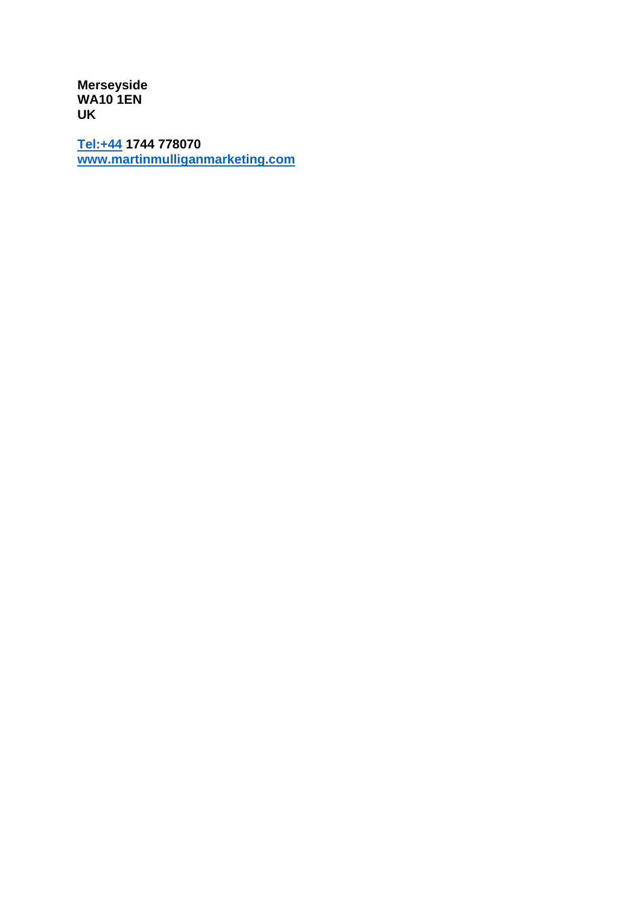**Merseyside**
**WA10 1EN**
**UK**

**[Tel:+44](Tel:+44) 1744 778070**
**[www.martinmulliganmarketing.com](http://www.martinmulliganmarketing.com)**